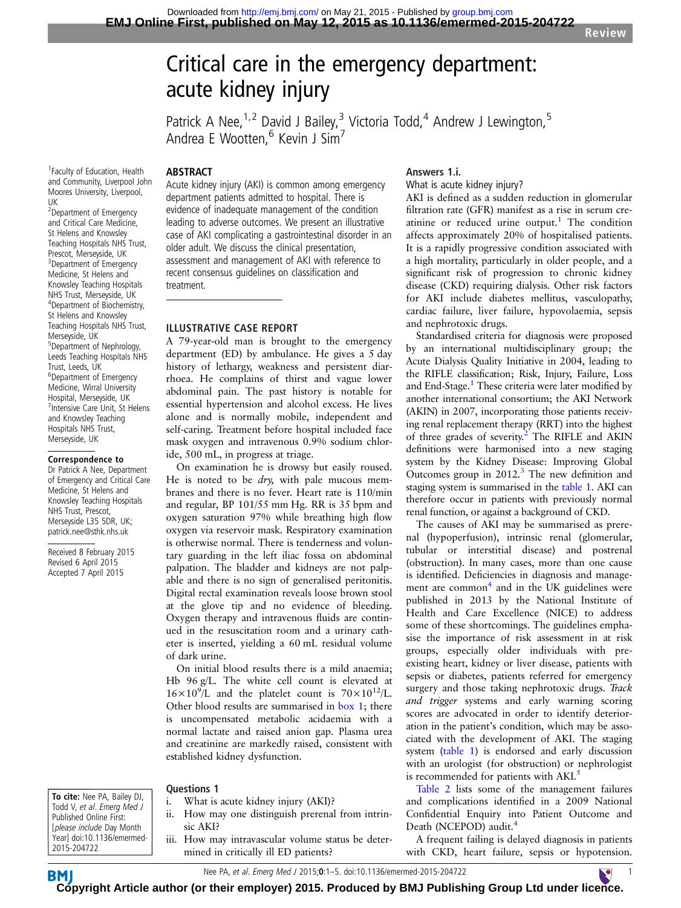Review

# Critical care in the emergency department: acute kidney injury

Patrick A Nee,[1,2] David J Bailey,[3] Victoria Todd,[4] Andrew J Lewington,[5] Andrea E Wootten,[6] Kevin J Sim[7]

[1]Faculty of Education, Health and Community, Liverpool John Moores University, Liverpool, UK
[2]Department of Emergency and Critical Care Medicine, St Helens and Knowsley Teaching Hospitals NHS Trust, Prescot, Merseyside, UK
[3]Department of Emergency Medicine, St Helens and Knowsley Teaching Hospitals NHS Trust, Merseyside, UK
[4]Department of Biochemistry, St Helens and Knowsley Teaching Hospitals NHS Trust, Merseyside, UK
[5]Department of Nephrology, Leeds Teaching Hospitals NHS Trust, Leeds, UK
[6]Department of Emergency Medicine, Wirral University Hospital, Merseyside, UK
[7]Intensive Care Unit, St Helens and Knowsley Teaching Hospitals NHS Trust, Merseyside, UK

**Correspondence to**
Dr Patrick A Nee, Department of Emergency and Critical Care Medicine, St Helens and Knowsley Teaching Hospitals NHS Trust, Prescot, Merseyside L35 5DR, UK; patrick.nee@sthk.nhs.uk

Received 8 February 2015
Revised 6 April 2015
Accepted 7 April 2015

**To cite:** Nee PA, Bailey DJ, Todd V, *et al*. *Emerg Med J* Published Online First: [*please include* Day Month Year] doi:10.1136/emermed-2015-204722

## ABSTRACT

Acute kidney injury (AKI) is common among emergency department patients admitted to hospital. There is evidence of inadequate management of the condition leading to adverse outcomes. We present an illustrative case of AKI complicating a gastrointestinal disorder in an older adult. We discuss the clinical presentation, assessment and management of AKI with reference to recent consensus guidelines on classification and treatment.

## ILLUSTRATIVE CASE REPORT

A 79-year-old man is brought to the emergency department (ED) by ambulance. He gives a 5 day history of lethargy, weakness and persistent diarrhoea. He complains of thirst and vague lower abdominal pain. The past history is notable for essential hypertension and alcohol excess. He lives alone and is normally mobile, independent and self-caring. Treatment before hospital included face mask oxygen and intravenous 0.9% sodium chloride, 500 mL, in progress at triage.

On examination he is drowsy but easily roused. He is noted to be *dry*, with pale mucous membranes and there is no fever. Heart rate is 110/min and regular, BP 101/55 mm Hg. RR is 35 bpm and oxygen saturation 97% while breathing high flow oxygen via reservoir mask. Respiratory examination is otherwise normal. There is tenderness and voluntary guarding in the left iliac fossa on abdominal palpation. The bladder and kidneys are not palpable and there is no sign of generalised peritonitis. Digital rectal examination reveals loose brown stool at the glove tip and no evidence of bleeding. Oxygen therapy and intravenous fluids are continued in the resuscitation room and a urinary catheter is inserted, yielding a 60 mL residual volume of dark urine.

On initial blood results there is a mild anaemia; Hb 96 g/L. The white cell count is elevated at $16\times10^9$/L and the platelet count is $70\times10^{12}$/L. Other blood results are summarised in box 1; there is uncompensated metabolic acidaemia with a normal lactate and raised anion gap. Plasma urea and creatinine are markedly raised, consistent with established kidney dysfunction.

## Questions 1

i. What is acute kidney injury (AKI)?
ii. How may one distinguish prerenal from intrinsic AKI?
iii. How may intravascular volume status be determined in critically ill ED patients?

## Answers 1.i.

What is acute kidney injury?

AKI is defined as a sudden reduction in glomerular filtration rate (GFR) manifest as a rise in serum creatinine or reduced urine output.[1] The condition affects approximately 20% of hospitalised patients. It is a rapidly progressive condition associated with a high mortality, particularly in older people, and a significant risk of progression to chronic kidney disease (CKD) requiring dialysis. Other risk factors for AKI include diabetes mellitus, vasculopathy, cardiac failure, liver failure, hypovolaemia, sepsis and nephrotoxic drugs.

Standardised criteria for diagnosis were proposed by an international multidisciplinary group; the Acute Dialysis Quality Initiative in 2004, leading to the RIFLE classification; Risk, Injury, Failure, Loss and End-Stage.[1] These criteria were later modified by another international consortium; the AKI Network (AKIN) in 2007, incorporating those patients receiving renal replacement therapy (RRT) into the highest of three grades of severity.[2] The RIFLE and AKIN definitions were harmonised into a new staging system by the Kidney Disease: Improving Global Outcomes group in 2012.[3] The new definition and staging system is summarised in the table 1. AKI can therefore occur in patients with previously normal renal function, or against a background of CKD.

The causes of AKI may be summarised as prerenal (hypoperfusion), intrinsic renal (glomerular, tubular or interstitial disease) and postrenal (obstruction). In many cases, more than one cause is identified. Deficiencies in diagnosis and management are common[4] and in the UK guidelines were published in 2013 by the National Institute of Health and Care Excellence (NICE) to address some of these shortcomings. The guidelines emphasise the importance of risk assessment in at risk groups, especially older individuals with pre-existing heart, kidney or liver disease, patients with sepsis or diabetes, patients referred for emergency surgery and those taking nephrotoxic drugs. *Track and trigger* systems and early warning scoring scores are advocated in order to identify deterioration in the patient's condition, which may be associated with the development of AKI. The staging system (table 1) is endorsed and early discussion with an urologist (for obstruction) or nephrologist is recommended for patients with AKI.[5]

Table 2 lists some of the management failures and complications identified in a 2009 National Confidential Enquiry into Patient Outcome and Death (NCEPOD) audit.[4]

A frequent failing is delayed diagnosis in patients with CKD, heart failure, sepsis or hypotension.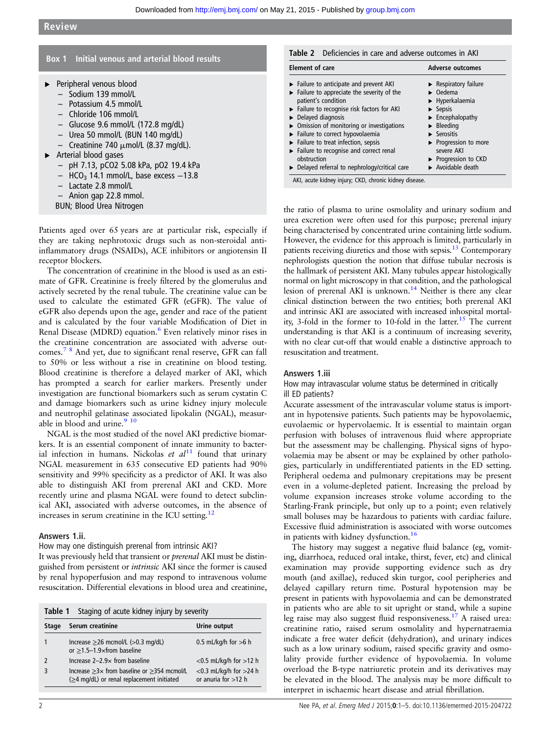**Box 1 Initial venous and arterial blood results**

- Peripheral venous blood
  - Sodium 139 mmol/L
  - Potassium 4.5 mmol/L
  - Chloride 106 mmol/L
  - Glucose 9.6 mmol/L (172.8 mg/dL)
  - Urea 50 mmol/L (BUN 140 mg/dL)
  - Creatinine 740 μmol/L (8.37 mg/dL).
- Arterial blood gases
  - pH 7.13, pCO2 5.08 kPa, pO2 19.4 kPa
  - $HCO_3$ 14.1 mmol/L, base excess −13.8
  - Lactate 2.8 mmol/L
  - Anion gap 22.8 mmol.

BUN; Blood Urea Nitrogen

Patients aged over 65 years are at particular risk, especially if they are taking nephrotoxic drugs such as non-steroidal anti-inflammatory drugs (NSAIDs), ACE inhibitors or angiotensin II receptor blockers.

The concentration of creatinine in the blood is used as an estimate of GFR. Creatinine is freely filtered by the glomerulus and actively secreted by the renal tubule. The creatinine value can be used to calculate the estimated GFR (eGFR). The value of eGFR also depends upon the age, gender and race of the patient and is calculated by the four variable Modification of Diet in Renal Disease (MDRD) equation.[6] Even relatively minor rises in the creatinine concentration are associated with adverse outcomes.[7 8] And yet, due to significant renal reserve, GFR can fall to 50% or less without a rise in creatinine on blood testing. Blood creatinine is therefore a delayed marker of AKI, which has prompted a search for earlier markers. Presently under investigation are functional biomarkers such as serum cystatin C and damage biomarkers such as urine kidney injury molecule and neutrophil gelatinase associated lipokalin (NGAL), measurable in blood and urine.[9 10]

NGAL is the most studied of the novel AKI predictive biomarkers. It is an essential component of innate immunity to bacterial infection in humans. Nickolas *et al*[11] found that urinary NGAL measurement in 635 consecutive ED patients had 90% sensitivity and 99% specificity as a predictor of AKI. It was also able to distinguish AKI from prerenal AKI and CKD. More recently urine and plasma NGAL were found to detect subclinical AKI, associated with adverse outcomes, in the absence of increases in serum creatinine in the ICU setting.[12]

### Answers 1.ii.

How may one distinguish prerenal from intrinsic AKI?

It was previously held that transient or *prerenal* AKI must be distinguished from persistent or *intrinsic* AKI since the former is caused by renal hypoperfusion and may respond to intravenous volume resuscitation. Differential elevations in blood urea and creatinine, the ratio of plasma to urine osmolality and urinary sodium and urea excretion were often used for this purpose; prerenal injury being characterised by concentrated urine containing little sodium. However, the evidence for this approach is limited, particularly in patients receiving diuretics and those with sepsis.[13] Contemporary nephrologists question the notion that diffuse tubular necrosis is the hallmark of persistent AKI. Many tubules appear histologically normal on light microscopy in that condition, and the pathological lesion of prerenal AKI is unknown.[14] Neither is there any clear clinical distinction between the two entities; both prerenal AKI and intrinsic AKI are associated with increased inhospital mortality, 3-fold in the former to 10-fold in the latter.[15] The current understanding is that AKI is a continuum of increasing severity, with no clear cut-off that would enable a distinctive approach to resuscitation and treatment.

**Table 1** Staging of acute kidney injury by severity

| Stage | Serum creatinine | Urine output |
|---|---|---|
| 1 | Increase ≥26 mcmol/L (>0.3 mg/dL) or ≥1.5–1.9×from baseline | 0.5 mL/kg/h for >6 h |
| 2 | Increase 2–2.9× from baseline | <0.5 mL/kg/h for >12 h |
| 3 | Increase ≥3× from baseline or ≥354 mcmol/L (≥4 mg/dL) or renal replacement initiated | <0.3 mL/kg/h for >24 h or anuria for >12 h |

**Table 2** Deficiencies in care and adverse outcomes in AKI

| Element of care | Adverse outcomes |
|---|---|
| Failure to anticipate and prevent AKI | Respiratory failure |
| Failure to appreciate the severity of the patient's condition | Oedema |
| Failure to recognise risk factors for AKI | Hyperkalaemia |
| Delayed diagnosis | Sepsis |
| Omission of monitoring or investigations | Encephalopathy |
| Failure to correct hypovolaemia | Bleeding |
| Failure to treat infection, sepsis | Serositis |
| Failure to recognise and correct renal obstruction | Progression to more severe AKI |
| Delayed referral to nephrology/critical care | Progression to CKD |
| | Avoidable death |

AKI, acute kidney injury; CKD, chronic kidney disease.

### Answers 1.iii

How may intravascular volume status be determined in critically ill ED patients?

Accurate assessment of the intravascular volume status is important in hypotensive patients. Such patients may be hypovolaemic, euvolaemic or hypervolaemic. It is essential to maintain organ perfusion with boluses of intravenous fluid where appropriate but the assessment may be challenging. Physical signs of hypovolaemia may be absent or may be explained by other pathologies, particularly in undifferentiated patients in the ED setting. Peripheral oedema and pulmonary crepitations may be present even in a volume-depleted patient. Increasing the preload by volume expansion increases stroke volume according to the Starling-Frank principle, but only up to a point; even relatively small boluses may be hazardous to patients with cardiac failure. Excessive fluid administration is associated with worse outcomes in patients with kidney dysfunction.[16]

The history may suggest a negative fluid balance (eg, vomiting, diarrhoea, reduced oral intake, thirst, fever, etc) and clinical examination may provide supporting evidence such as dry mouth (and axillae), reduced skin turgor, cool peripheries and delayed capillary return time. Postural hypotension may be present in patients with hypovolaemia and can be demonstrated in patients who are able to sit upright or stand, while a supine leg raise may also suggest fluid responsiveness.[17] A raised urea: creatinine ratio, raised serum osmolality and hypernatraemia indicate a free water deficit (dehydration), and urinary indices such as a low urinary sodium, raised specific gravity and osmolality provide further evidence of hypovolaemia. In volume overload the B-type natriuretic protein and its derivatives may be elevated in the blood. The analysis may be more difficult to interpret in ischaemic heart disease and atrial fibrillation.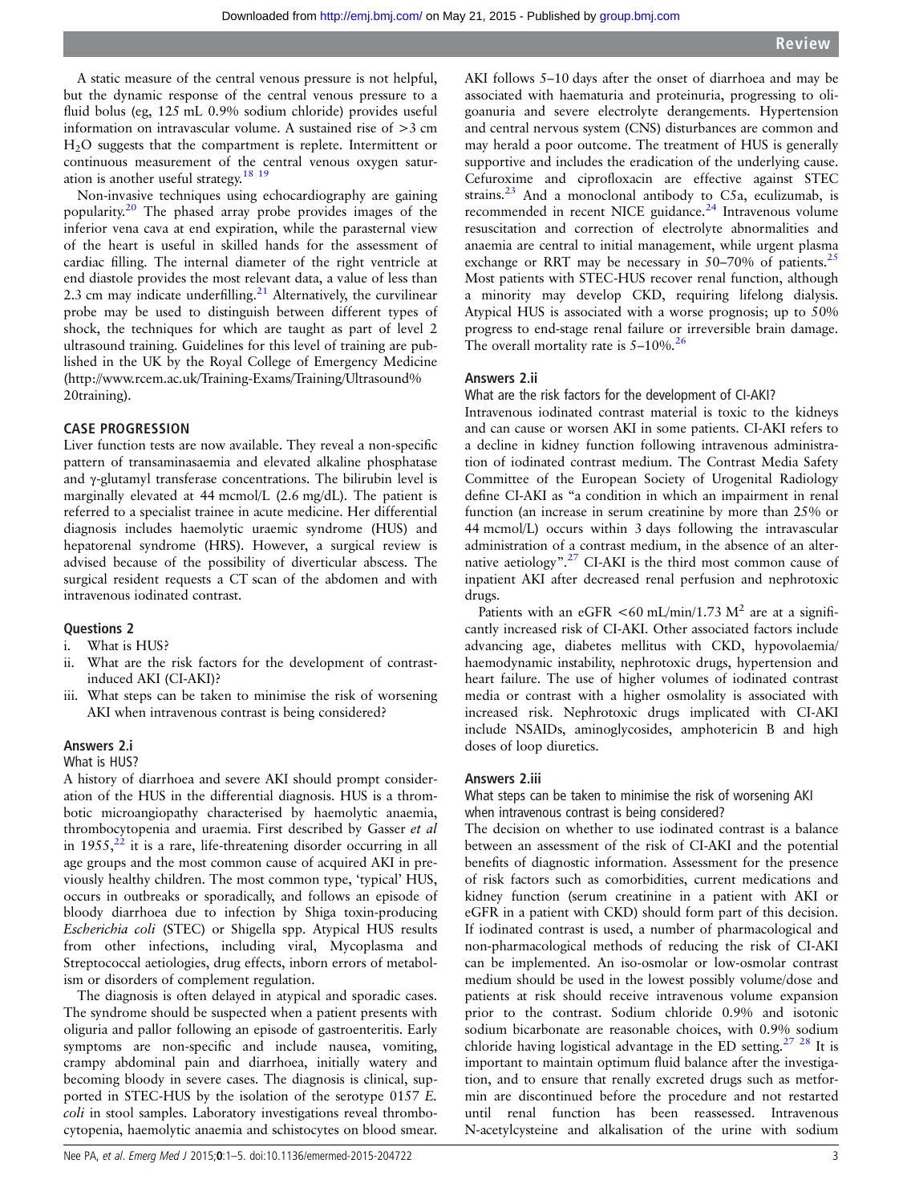A static measure of the central venous pressure is not helpful, but the dynamic response of the central venous pressure to a fluid bolus (eg, 125 mL 0.9% sodium chloride) provides useful information on intravascular volume. A sustained rise of >3 cm $H_2O$ suggests that the compartment is replete. Intermittent or continuous measurement of the central venous oxygen saturation is another useful strategy.[18 19]

Non-invasive techniques using echocardiography are gaining popularity.[20] The phased array probe provides images of the inferior vena cava at end expiration, while the parasternal view of the heart is useful in skilled hands for the assessment of cardiac filling. The internal diameter of the right ventricle at end diastole provides the most relevant data, a value of less than 2.3 cm may indicate underfilling.[21] Alternatively, the curvilinear probe may be used to distinguish between different types of shock, the techniques for which are taught as part of level 2 ultrasound training. Guidelines for this level of training are published in the UK by the Royal College of Emergency Medicine (http://www.rcem.ac.uk/Training-Exams/Training/Ultrasound%20training).

## CASE PROGRESSION

Liver function tests are now available. They reveal a non-specific pattern of transaminasaemia and elevated alkaline phosphatase and γ-glutamyl transferase concentrations. The bilirubin level is marginally elevated at 44 mcmol/L (2.6 mg/dL). The patient is referred to a specialist trainee in acute medicine. Her differential diagnosis includes haemolytic uraemic syndrome (HUS) and hepatorenal syndrome (HRS). However, a surgical review is advised because of the possibility of diverticular abscess. The surgical resident requests a CT scan of the abdomen and with intravenous iodinated contrast.

### Questions 2

i. What is HUS?
ii. What are the risk factors for the development of contrast-induced AKI (CI-AKI)?
iii. What steps can be taken to minimise the risk of worsening AKI when intravenous contrast is being considered?

### Answers 2.i

What is HUS?

A history of diarrhoea and severe AKI should prompt consideration of the HUS in the differential diagnosis. HUS is a thrombotic microangiopathy characterised by haemolytic anaemia, thrombocytopenia and uraemia. First described by Gasser *et al* in 1955,[22] it is a rare, life-threatening disorder occurring in all age groups and the most common cause of acquired AKI in previously healthy children. The most common type, 'typical' HUS, occurs in outbreaks or sporadically, and follows an episode of bloody diarrhoea due to infection by Shiga toxin-producing *Escherichia coli* (STEC) or Shigella spp. Atypical HUS results from other infections, including viral, Mycoplasma and Streptococcal aetiologies, drug effects, inborn errors of metabolism or disorders of complement regulation.

The diagnosis is often delayed in atypical and sporadic cases. The syndrome should be suspected when a patient presents with oliguria and pallor following an episode of gastroenteritis. Early symptoms are non-specific and include nausea, vomiting, crampy abdominal pain and diarrhoea, initially watery and becoming bloody in severe cases. The diagnosis is clinical, supported in STEC-HUS by the isolation of the serotype 0157 *E. coli* in stool samples. Laboratory investigations reveal thrombocytopenia, haemolytic anaemia and schistocytes on blood smear. AKI follows 5–10 days after the onset of diarrhoea and may be associated with haematuria and proteinuria, progressing to oligoanuria and severe electrolyte derangements. Hypertension and central nervous system (CNS) disturbances are common and may herald a poor outcome. The treatment of HUS is generally supportive and includes the eradication of the underlying cause. Cefuroxime and ciprofloxacin are effective against STEC strains.[23] And a monoclonal antibody to C5a, eculizumab, is recommended in recent NICE guidance.[24] Intravenous volume resuscitation and correction of electrolyte abnormalities and anaemia are central to initial management, while urgent plasma exchange or RRT may be necessary in 50–70% of patients.[25] Most patients with STEC-HUS recover renal function, although a minority may develop CKD, requiring lifelong dialysis. Atypical HUS is associated with a worse prognosis; up to 50% progress to end-stage renal failure or irreversible brain damage. The overall mortality rate is 5–10%.[26]

### Answers 2.ii

What are the risk factors for the development of CI-AKI?

Intravenous iodinated contrast material is toxic to the kidneys and can cause or worsen AKI in some patients. CI-AKI refers to a decline in kidney function following intravenous administration of iodinated contrast medium. The Contrast Media Safety Committee of the European Society of Urogenital Radiology define CI-AKI as "a condition in which an impairment in renal function (an increase in serum creatinine by more than 25% or 44 mcmol/L) occurs within 3 days following the intravascular administration of a contrast medium, in the absence of an alternative aetiology".[27] CI-AKI is the third most common cause of inpatient AKI after decreased renal perfusion and nephrotoxic drugs.

Patients with an eGFR <60 mL/min/1.73 $M^2$ are at a significantly increased risk of CI-AKI. Other associated factors include advancing age, diabetes mellitus with CKD, hypovolaemia/haemodynamic instability, nephrotoxic drugs, hypertension and heart failure. The use of higher volumes of iodinated contrast media or contrast with a higher osmolality is associated with increased risk. Nephrotoxic drugs implicated with CI-AKI include NSAIDs, aminoglycosides, amphotericin B and high doses of loop diuretics.

### Answers 2.iii

What steps can be taken to minimise the risk of worsening AKI when intravenous contrast is being considered?

The decision on whether to use iodinated contrast is a balance between an assessment of the risk of CI-AKI and the potential benefits of diagnostic information. Assessment for the presence of risk factors such as comorbidities, current medications and kidney function (serum creatinine in a patient with AKI or eGFR in a patient with CKD) should form part of this decision. If iodinated contrast is used, a number of pharmacological and non-pharmacological methods of reducing the risk of CI-AKI can be implemented. An iso-osmolar or low-osmolar contrast medium should be used in the lowest possibly volume/dose and patients at risk should receive intravenous volume expansion prior to the contrast. Sodium chloride 0.9% and isotonic sodium bicarbonate are reasonable choices, with 0.9% sodium chloride having logistical advantage in the ED setting.[27 28] It is important to maintain optimum fluid balance after the investigation, and to ensure that renally excreted drugs such as metformin are discontinued before the procedure and not restarted until renal function has been reassessed. Intravenous N-acetylcysteine and alkalisation of the urine with sodium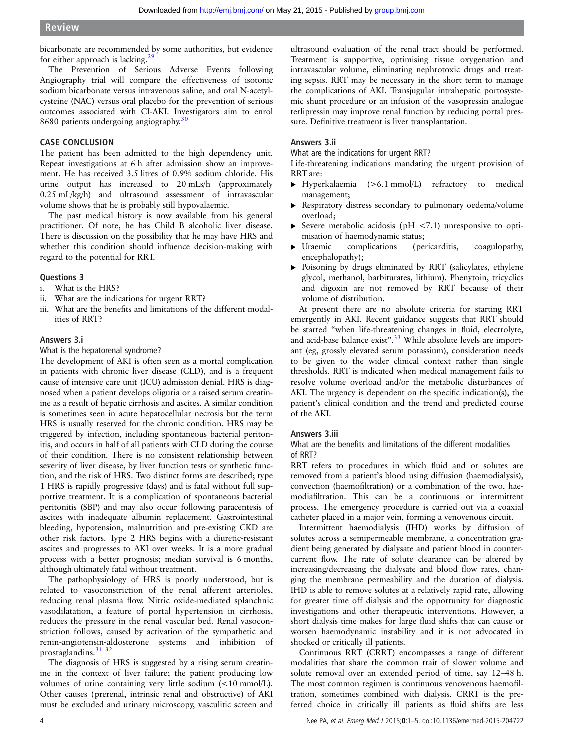bicarbonate are recommended by some authorities, but evidence for either approach is lacking.[29]

The Prevention of Serious Adverse Events following Angiography trial will compare the effectiveness of isotonic sodium bicarbonate versus intravenous saline, and oral N-acetylcysteine (NAC) versus oral placebo for the prevention of serious outcomes associated with CI-AKI. Investigators aim to enrol 8680 patients undergoing angiography.[30]

## CASE CONCLUSION

The patient has been admitted to the high dependency unit. Repeat investigations at 6 h after admission show an improvement. He has received 3.5 litres of 0.9% sodium chloride. His urine output has increased to 20 mLs/h (approximately 0.25 mL/kg/h) and ultrasound assessment of intravascular volume shows that he is probably still hypovalaemic.

The past medical history is now available from his general practitioner. Of note, he has Child B alcoholic liver disease. There is discussion on the possibility that he may have HRS and whether this condition should influence decision-making with regard to the potential for RRT.

### Questions 3

i. What is the HRS?
ii. What are the indications for urgent RRT?
iii. What are the benefits and limitations of the different modalities of RRT?

### Answers 3.i

What is the hepatorenal syndrome?

The development of AKI is often seen as a mortal complication in patients with chronic liver disease (CLD), and is a frequent cause of intensive care unit (ICU) admission denial. HRS is diagnosed when a patient develops oliguria or a raised serum creatinine as a result of hepatic cirrhosis and ascites. A similar condition is sometimes seen in acute hepatocellular necrosis but the term HRS is usually reserved for the chronic condition. HRS may be triggered by infection, including spontaneous bacterial peritonitis, and occurs in half of all patients with CLD during the course of their condition. There is no consistent relationship between severity of liver disease, by liver function tests or synthetic function, and the risk of HRS. Two distinct forms are described; type 1 HRS is rapidly progressive (days) and is fatal without full supportive treatment. It is a complication of spontaneous bacterial peritonitis (SBP) and may also occur following paracentesis of ascites with inadequate albumin replacement. Gastrointestinal bleeding, hypotension, malnutrition and pre-existing CKD are other risk factors. Type 2 HRS begins with a diuretic-resistant ascites and progresses to AKI over weeks. It is a more gradual process with a better prognosis; median survival is 6 months, although ultimately fatal without treatment.

The pathophysiology of HRS is poorly understood, but is related to vasoconstriction of the renal afferent arterioles, reducing renal plasma flow. Nitric oxide-mediated splanchnic vasodilatation, a feature of portal hypertension in cirrhosis, reduces the pressure in the renal vascular bed. Renal vasoconstriction follows, caused by activation of the sympathetic and renin-angiotensin-aldosterone systems and inhibition of prostaglandins.[31,32]

The diagnosis of HRS is suggested by a rising serum creatinine in the context of liver failure; the patient producing low volumes of urine containing very little sodium (<10 mmol/L). Other causes (prerenal, intrinsic renal and obstructive) of AKI must be excluded and urinary microscopy, vasculitic screen and ultrasound evaluation of the renal tract should be performed. Treatment is supportive, optimising tissue oxygenation and intravascular volume, eliminating nephrotoxic drugs and treating sepsis. RRT may be necessary in the short term to manage the complications of AKI. Transjugular intrahepatic portosystemic shunt procedure or an infusion of the vasopressin analogue terlipressin may improve renal function by reducing portal pressure. Definitive treatment is liver transplantation.

### Answers 3.ii

What are the indications for urgent RRT?

Life-threatening indications mandating the urgent provision of RRT are:

- Hyperkalaemia (>6.1 mmol/L) refractory to medical management;
- Respiratory distress secondary to pulmonary oedema/volume overload;
- Severe metabolic acidosis (pH <7.1) unresponsive to optimisation of haemodynamic status;
- Uraemic complications (pericarditis, coagulopathy, encephalopathy);
- Poisoning by drugs eliminated by RRT (salicylates, ethylene glycol, methanol, barbiturates, lithium). Phenytoin, tricyclics and digoxin are not removed by RRT because of their volume of distribution.

At present there are no absolute criteria for starting RRT emergently in AKI. Recent guidance suggests that RRT should be started "when life-threatening changes in fluid, electrolyte, and acid-base balance exist".[33] While absolute levels are important (eg, grossly elevated serum potassium), consideration needs to be given to the wider clinical context rather than single thresholds. RRT is indicated when medical management fails to resolve volume overload and/or the metabolic disturbances of AKI. The urgency is dependent on the specific indication(s), the patient's clinical condition and the trend and predicted course of the AKI.

### Answers 3.iii

What are the benefits and limitations of the different modalities of RRT?

RRT refers to procedures in which fluid and or solutes are removed from a patient's blood using diffusion (haemodialysis), convection (haemofiltration) or a combination of the two, haemodiafiltration. This can be a continuous or intermittent process. The emergency procedure is carried out via a coaxial catheter placed in a major vein, forming a venovenous circuit.

Intermittent haemodialysis (IHD) works by diffusion of solutes across a semipermeable membrane, a concentration gradient being generated by dialysate and patient blood in countercurrent flow. The rate of solute clearance can be altered by increasing/decreasing the dialysate and blood flow rates, changing the membrane permeability and the duration of dialysis. IHD is able to remove solutes at a relatively rapid rate, allowing for greater time off dialysis and the opportunity for diagnostic investigations and other therapeutic interventions. However, a short dialysis time makes for large fluid shifts that can cause or worsen haemodynamic instability and it is not advocated in shocked or critically ill patients.

Continuous RRT (CRRT) encompasses a range of different modalities that share the common trait of slower volume and solute removal over an extended period of time, say 12–48 h. The most common regimen is continuous venovenous haemofiltration, sometimes combined with dialysis. CRRT is the preferred choice in critically ill patients as fluid shifts are less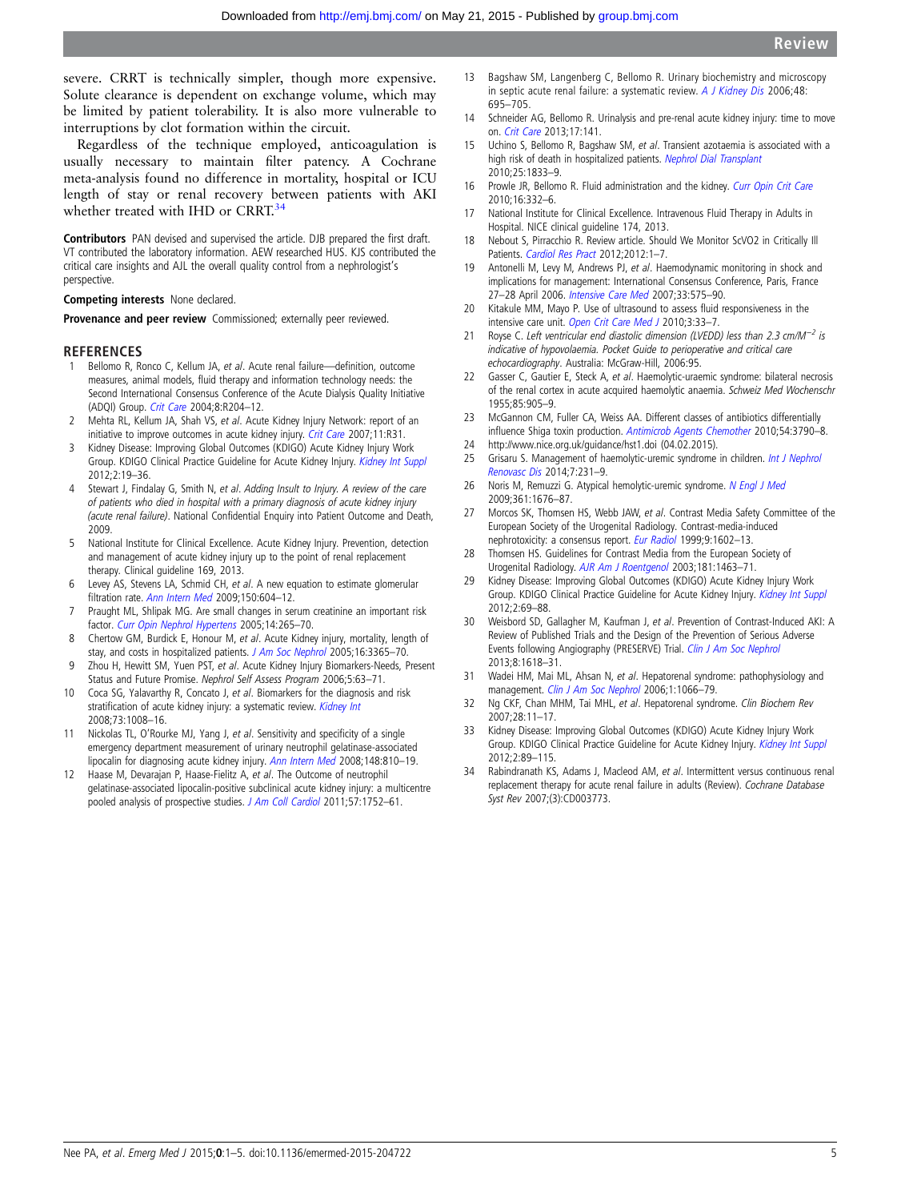severe. CRRT is technically simpler, though more expensive. Solute clearance is dependent on exchange volume, which may be limited by patient tolerability. It is also more vulnerable to interruptions by clot formation within the circuit.

Regardless of the technique employed, anticoagulation is usually necessary to maintain filter patency. A Cochrane meta-analysis found no difference in mortality, hospital or ICU length of stay or renal recovery between patients with AKI whether treated with IHD or CRRT.[34]

**Contributors** PAN devised and supervised the article. DJB prepared the first draft. VT contributed the laboratory information. AEW researched HUS. KJS contributed the critical care insights and AJL the overall quality control from a nephrologist's perspective.

**Competing interests** None declared.

**Provenance and peer review** Commissioned; externally peer reviewed.

## REFERENCES

1. Bellomo R, Ronco C, Kellum JA, *et al*. Acute renal failure—definition, outcome measures, animal models, fluid therapy and information technology needs: the Second International Consensus Conference of the Acute Dialysis Quality Initiative (ADQI) Group. *Crit Care* 2004;8:R204–12.
2. Mehta RL, Kellum JA, Shah VS, *et al*. Acute Kidney Injury Network: report of an initiative to improve outcomes in acute kidney injury. *Crit Care* 2007;11:R31.
3. Kidney Disease: Improving Global Outcomes (KDIGO) Acute Kidney Injury Work Group. KDIGO Clinical Practice Guideline for Acute Kidney Injury. *Kidney Int Suppl* 2012;2:19–36.
4. Stewart J, Findalay G, Smith N, *et al*. *Adding Insult to Injury. A review of the care of patients who died in hospital with a primary diagnosis of acute kidney injury (acute renal failure)*. National Confidential Enquiry into Patient Outcome and Death, 2009.
5. National Institute for Clinical Excellence. Acute Kidney Injury. Prevention, detection and management of acute kidney injury up to the point of renal replacement therapy. Clinical guideline 169, 2013.
6. Levey AS, Stevens LA, Schmid CH, *et al*. A new equation to estimate glomerular filtration rate. *Ann Intern Med* 2009;150:604–12.
7. Praught ML, Shlipak MG. Are small changes in serum creatinine an important risk factor. *Curr Opin Nephrol Hypertens* 2005;14:265–70.
8. Chertow GM, Burdick E, Honour M, *et al*. Acute Kidney injury, mortality, length of stay, and costs in hospitalized patients. *J Am Soc Nephrol* 2005;16:3365–70.
9. Zhou H, Hewitt SM, Yuen PST, *et al*. Acute Kidney Injury Biomarkers-Needs, Present Status and Future Promise. *Nephrol Self Assess Program* 2006;5:63–71.
10. Coca SG, Yalavarthy R, Concato J, *et al*. Biomarkers for the diagnosis and risk stratification of acute kidney injury: a systematic review. *Kidney Int* 2008;73:1008–16.
11. Nickolas TL, O'Rourke MJ, Yang J, *et al*. Sensitivity and specificity of a single emergency department measurement of urinary neutrophil gelatinase-associated lipocalin for diagnosing acute kidney injury. *Ann Intern Med* 2008;148:810–19.
12. Haase M, Devarajan P, Haase-Fielitz A, *et al*. The Outcome of neutrophil gelatinase-associated lipocalin-positive subclinical acute kidney injury: a multicentre pooled analysis of prospective studies. *J Am Coll Cardiol* 2011;57:1752–61.
13. Bagshaw SM, Langenberg C, Bellomo R. Urinary biochemistry and microscopy in septic acute renal failure: a systematic review. *A J Kidney Dis* 2006;48:695–705.
14. Schneider AG, Bellomo R. Urinalysis and pre-renal acute kidney injury: time to move on. *Crit Care* 2013;17:141.
15. Uchino S, Bellomo R, Bagshaw SM, *et al*. Transient azotaemia is associated with a high risk of death in hospitalized patients. *Nephrol Dial Transplant* 2010;25:1833–9.
16. Prowle JR, Bellomo R. Fluid administration and the kidney. *Curr Opin Crit Care* 2010;16:332–6.
17. National Institute for Clinical Excellence. Intravenous Fluid Therapy in Adults in Hospital. NICE clinical guideline 174, 2013.
18. Nebout S, Pirracchio R. Review article. Should We Monitor ScVO2 in Critically Ill Patients. *Cardiol Res Pract* 2012;2012:1–7.
19. Antonelli M, Levy M, Andrews PJ, *et al*. Haemodynamic monitoring in shock and implications for management: International Consensus Conference, Paris, France 27–28 April 2006. *Intensive Care Med* 2007;33:575–90.
20. Kitakule MM, Mayo P. Use of ultrasound to assess fluid responsiveness in the intensive care unit. *Open Crit Care Med J* 2010;3:33–7.
21. Royse C. *Left ventricular end diastolic dimension (LVEDD) less than 2.3 cm/M$^{-2}$ is indicative of hypovolaemia. Pocket Guide to perioperative and critical care echocardiography*. Australia: McGraw-Hill, 2006:95.
22. Gasser C, Gautier E, Steck A, *et al*. Haemolytic-uraemic syndrome: bilateral necrosis of the renal cortex in acute acquired haemolytic anaemia. *Schweiz Med Wochenschr* 1955;85:905–9.
23. McGannon CM, Fuller CA, Weiss AA. Different classes of antibiotics differentially influence Shiga toxin production. *Antimicrob Agents Chemother* 2010;54:3790–8.
24. http://www.nice.org.uk/guidance/hst1.doi (04.02.2015).
25. Grisaru S. Management of haemolytic-uremic syndrome in children. *Int J Nephrol Renovasc Dis* 2014;7:231–9.
26. Noris M, Remuzzi G. Atypical hemolytic-uremic syndrome. *N Engl J Med* 2009;361:1676–87.
27. Morcos SK, Thomsen HS, Webb JAW, *et al*. Contrast Media Safety Committee of the European Society of the Urogenital Radiology. Contrast-media-induced nephrotoxicity: a consensus report. *Eur Radiol* 1999;9:1602–13.
28. Thomsen HS. Guidelines for Contrast Media from the European Society of Urogenital Radiology. *AJR Am J Roentgenol* 2003;181:1463–71.
29. Kidney Disease: Improving Global Outcomes (KDIGO) Acute Kidney Injury Work Group. KDIGO Clinical Practice Guideline for Acute Kidney Injury. *Kidney Int Suppl* 2012;2:69–88.
30. Weisbord SD, Gallagher M, Kaufman J, *et al*. Prevention of Contrast-Induced AKI: A Review of Published Trials and the Design of the Prevention of Serious Adverse Events following Angiography (PRESERVE) Trial. *Clin J Am Soc Nephrol* 2013;8:1618–31.
31. Wadei HM, Mai ML, Ahsan N, *et al*. Hepatorenal syndrome: pathophysiology and management. *Clin J Am Soc Nephrol* 2006;1:1066–79.
32. Ng CKF, Chan MHM, Tai MHL, *et al*. Hepatorenal syndrome. *Clin Biochem Rev* 2007;28:11–17.
33. Kidney Disease: Improving Global Outcomes (KDIGO) Acute Kidney Injury Work Group. KDIGO Clinical Practice Guideline for Acute Kidney Injury. *Kidney Int Suppl* 2012;2:89–115.
34. Rabindranath KS, Adams J, Macleod AM, *et al*. Intermittent versus continuous renal replacement therapy for acute renal failure in adults (Review). *Cochrane Database Syst Rev* 2007;(3):CD003773.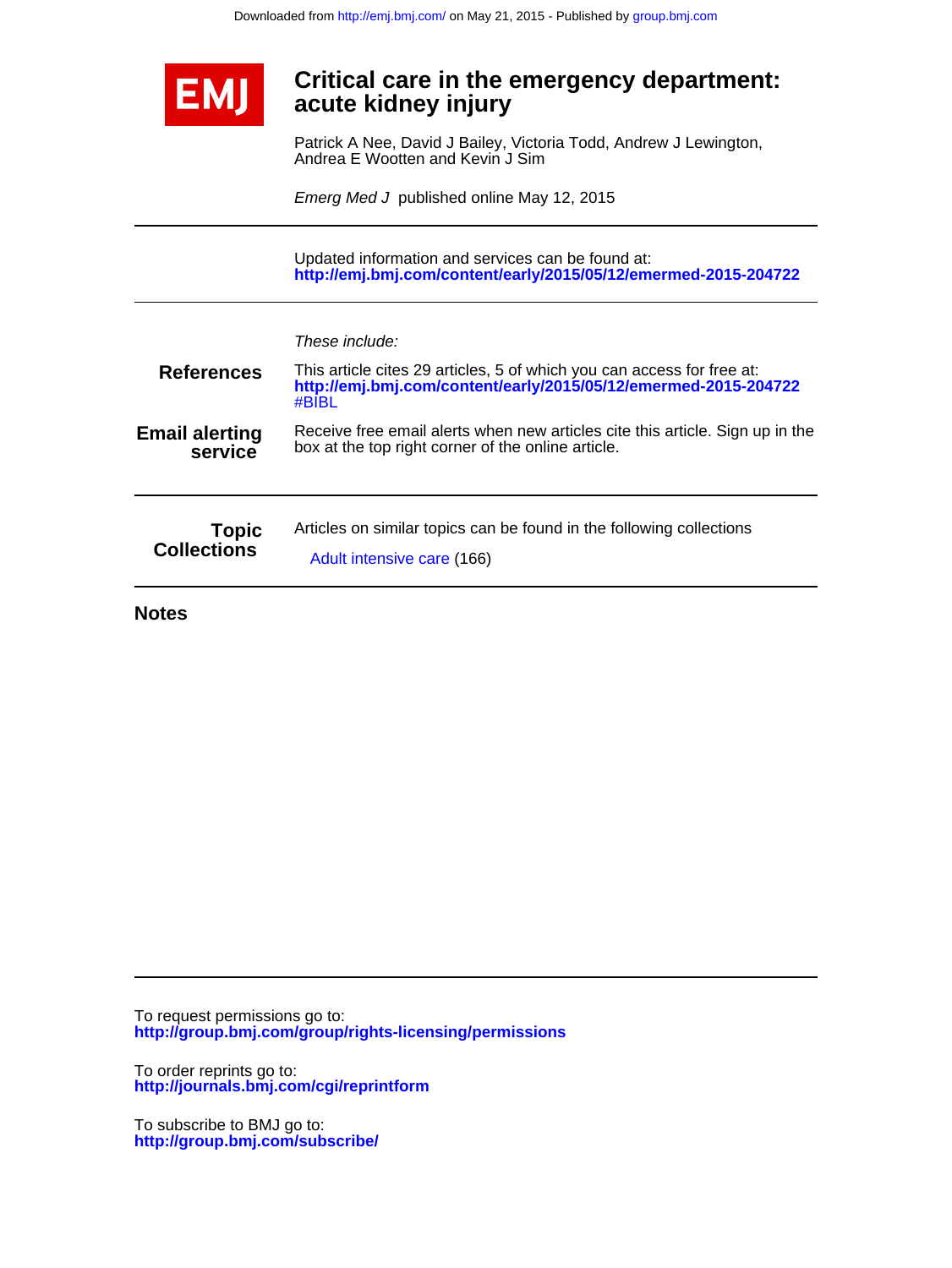Downloaded from http://emj.bmj.com/ on May 21, 2015 - Published by group.bmj.com

**EMJ**

# Critical care in the emergency department: acute kidney injury

Patrick A Nee, David J Bailey, Victoria Todd, Andrew J Lewington, Andrea E Wootten and Kevin J Sim

*Emerg Med J* published online May 12, 2015

Updated information and services can be found at:
**http://emj.bmj.com/content/early/2015/05/12/emermed-2015-204722**

*These include:*

**References**
This article cites 29 articles, 5 of which you can access for free at:
**http://emj.bmj.com/content/early/2015/05/12/emermed-2015-204722#BIBL**

**Email alerting service**
Receive free email alerts when new articles cite this article. Sign up in the box at the top right corner of the online article.

**Topic Collections**
Articles on similar topics can be found in the following collections

Adult intensive care (166)

## Notes

To request permissions go to:
**http://group.bmj.com/group/rights-licensing/permissions**

To order reprints go to:
**http://journals.bmj.com/cgi/reprintform**

To subscribe to BMJ go to:
**http://group.bmj.com/subscribe/**